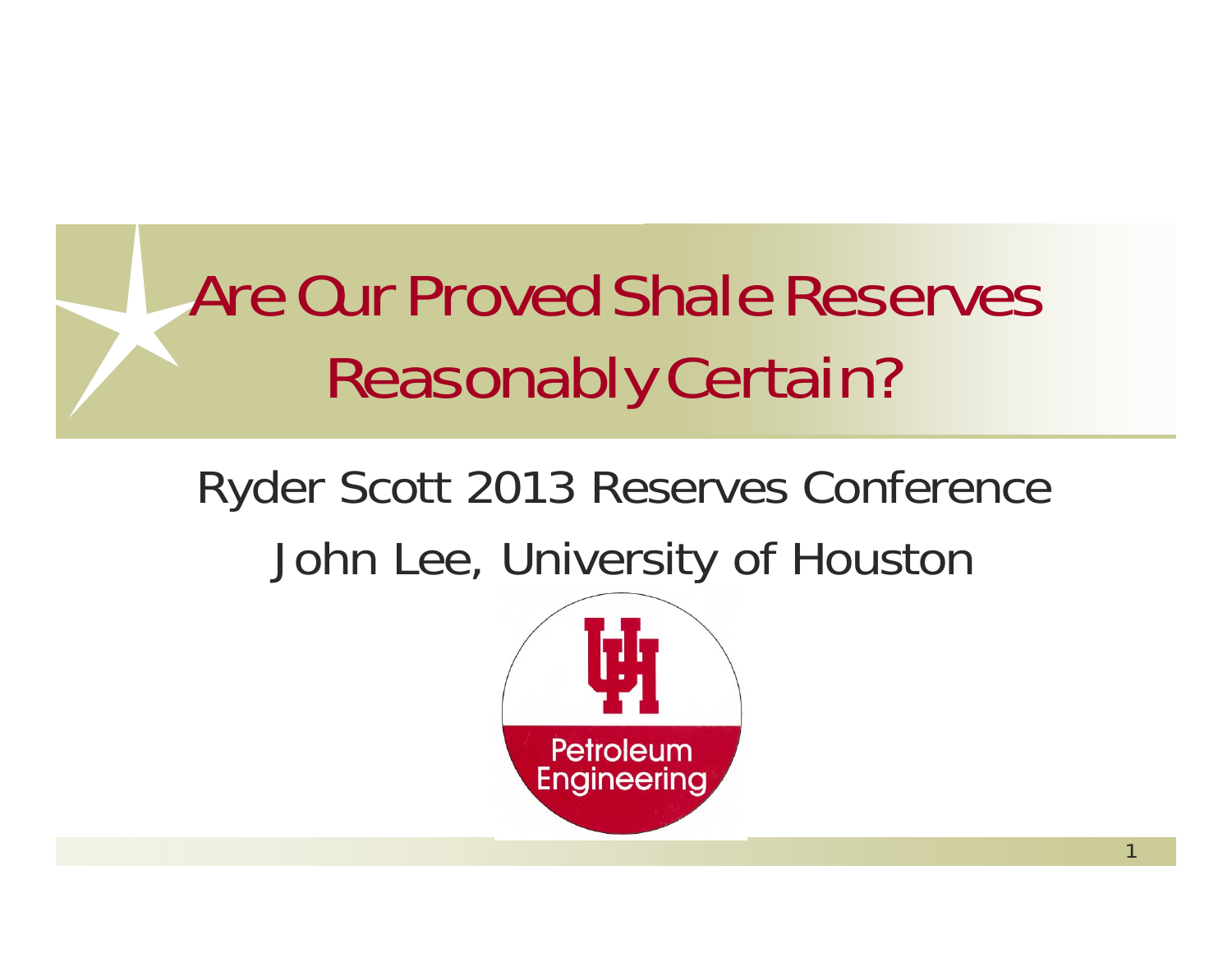# Are Our Proved Shale Reserves Reasonably Certain?

Ryder Scott 2013 Reserves Conference

John Lee, University of Houston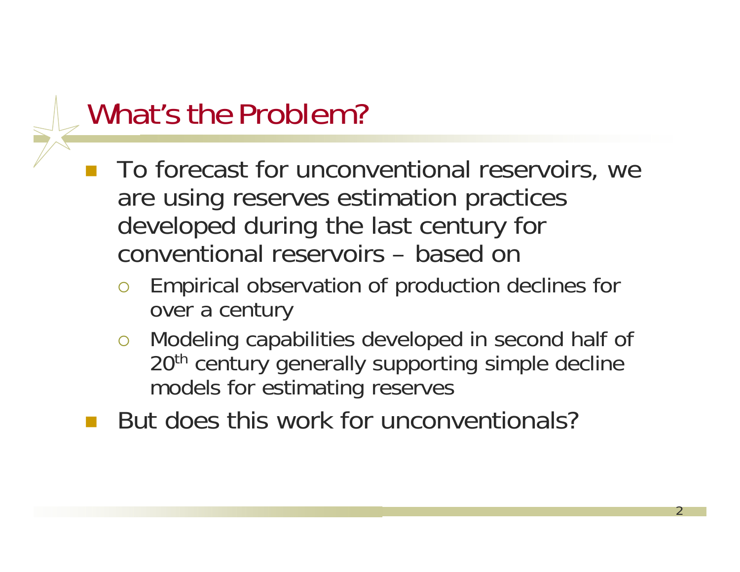# What's the Problem?

- To forecast for unconventional reservoirs, we are using reserves estimation practices developed during the last century for conventional reservoirs – based on
  - Empirical observation of production declines for over a century
  - Modeling capabilities developed in second half of 20th century generally supporting simple decline models for estimating reserves
- But does this work for unconventionals?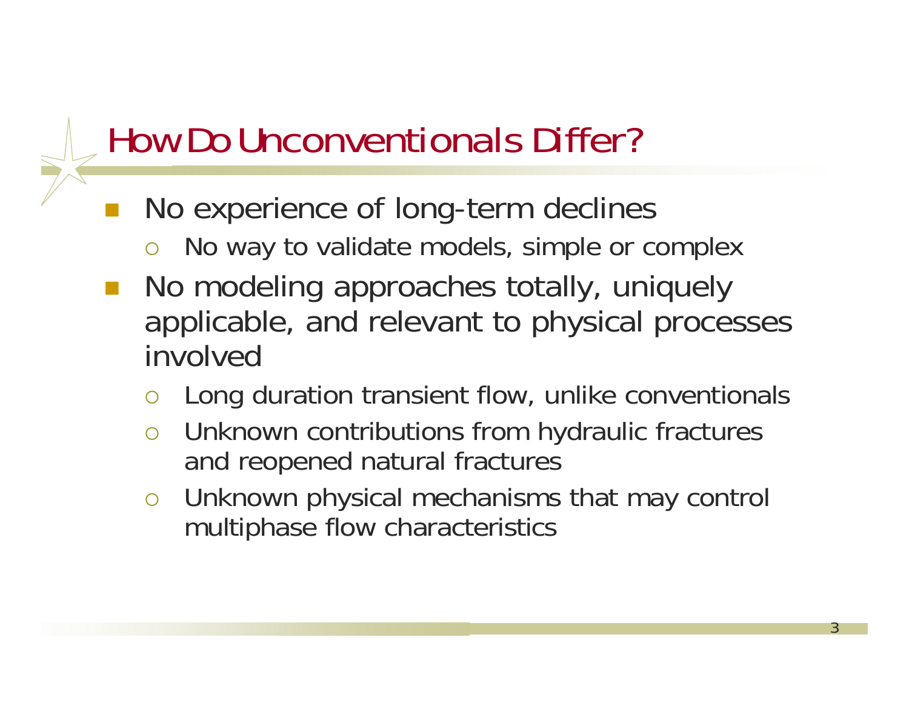# How Do Unconventionals Differ?

- No experience of long-term declines
  - No way to validate models, simple or complex
- No modeling approaches totally, uniquely applicable, and relevant to physical processes involved
  - Long duration transient flow, unlike conventionals
  - Unknown contributions from hydraulic fractures and reopened natural fractures
  - Unknown physical mechanisms that may control multiphase flow characteristics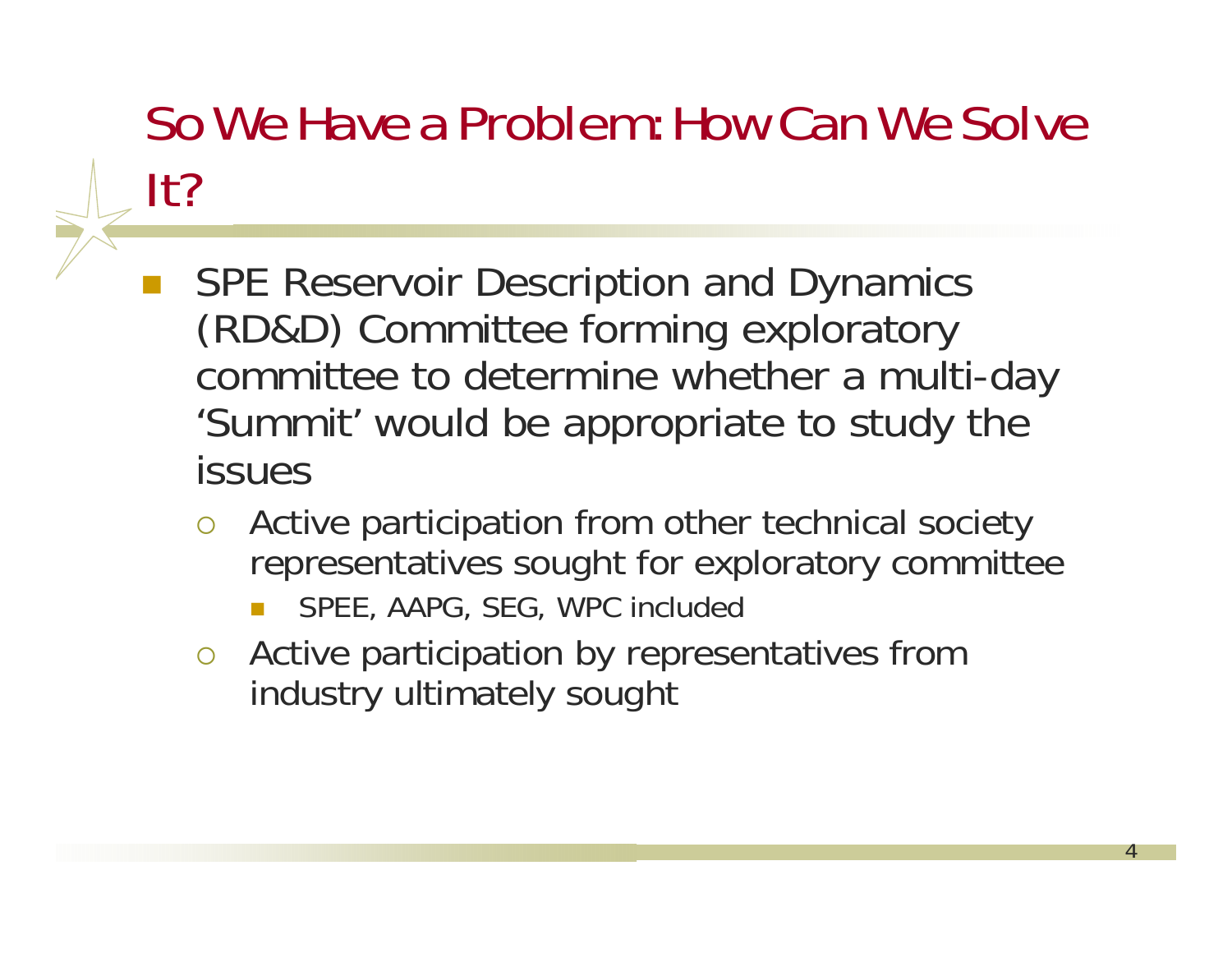# So We Have a Problem: How Can We Solve It?

- SPE Reservoir Description and Dynamics (RD&D) Committee forming exploratory committee to determine whether a multi-day 'Summit' would be appropriate to study the issues
  - Active participation from other technical society representatives sought for exploratory committee
    - SPEE, AAPG, SEG, WPC included
  - Active participation by representatives from industry ultimately sought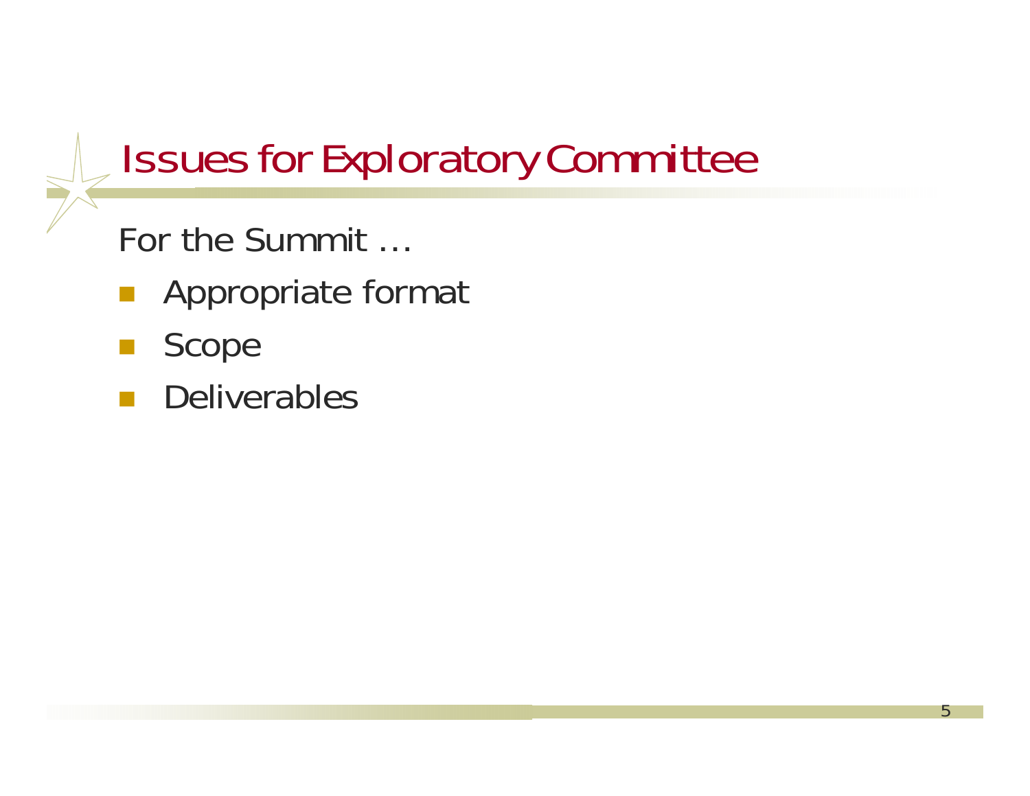# Issues for Exploratory Committee

For the Summit …

- Appropriate format
- Scope
- Deliverables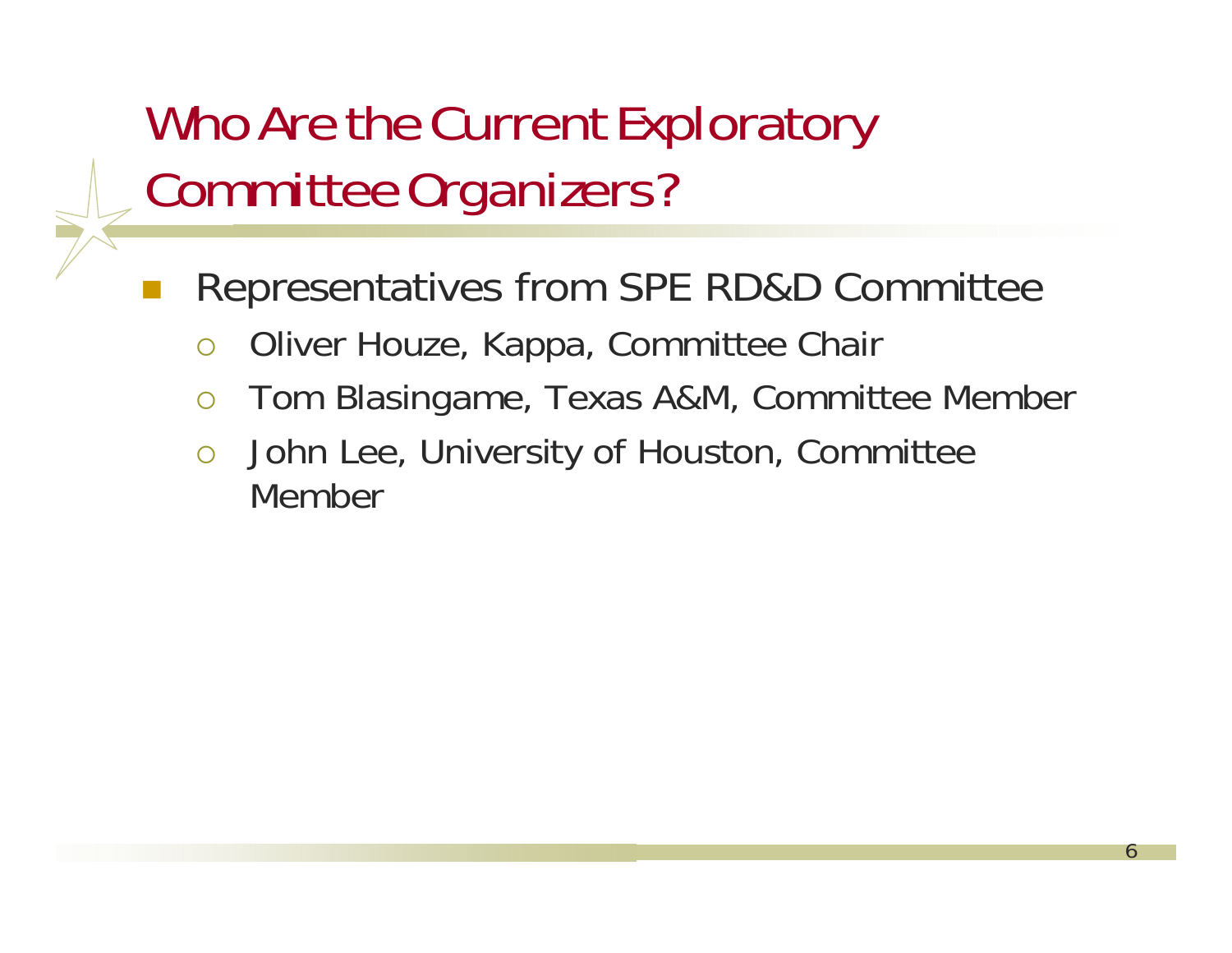# Who Are the Current Exploratory Committee Organizers?

- Representatives from SPE RD&D Committee
  - Oliver Houze, Kappa, Committee Chair
  - Tom Blasingame, Texas A&M, Committee Member
  - John Lee, University of Houston, Committee Member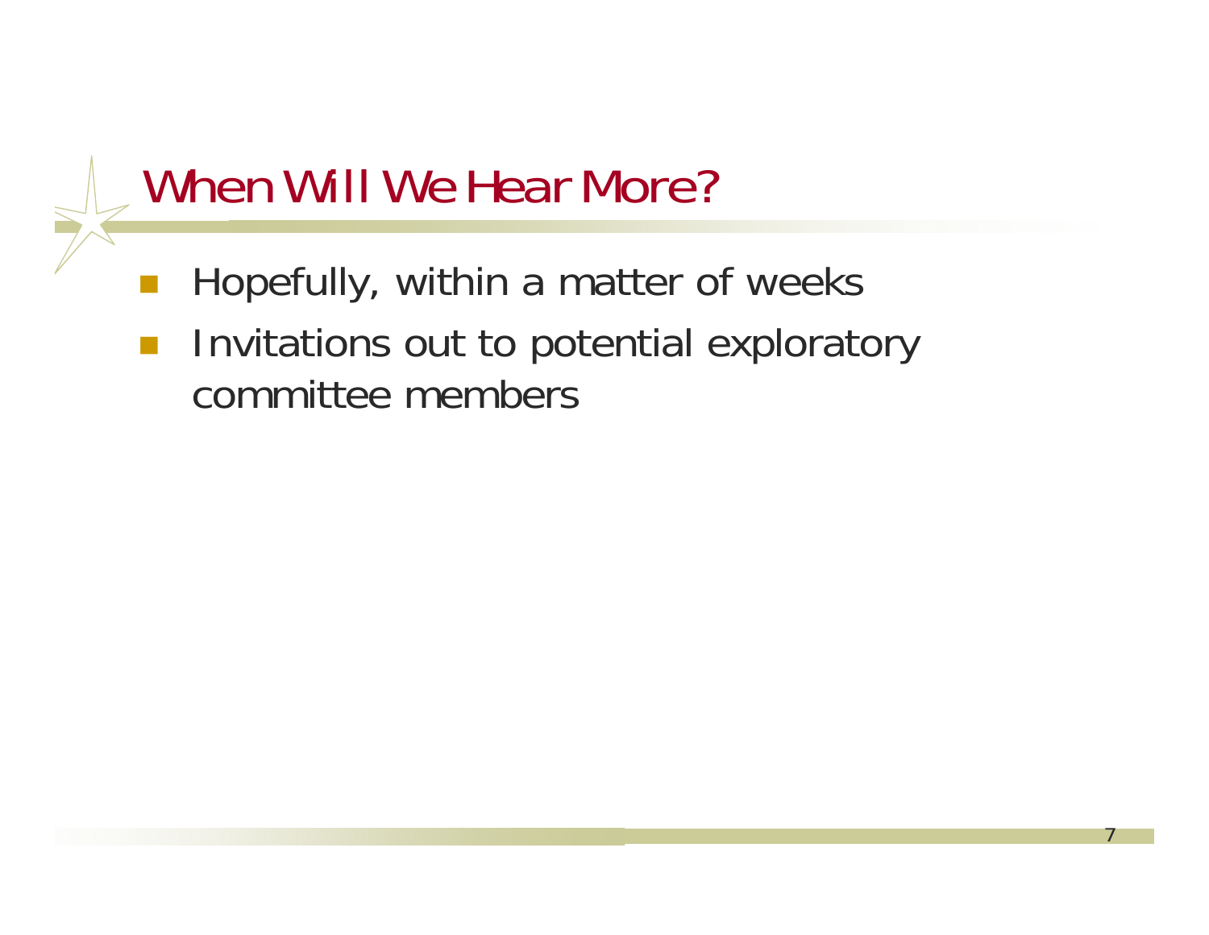# When Will We Hear More?

- Hopefully, within a matter of weeks
- Invitations out to potential exploratory committee members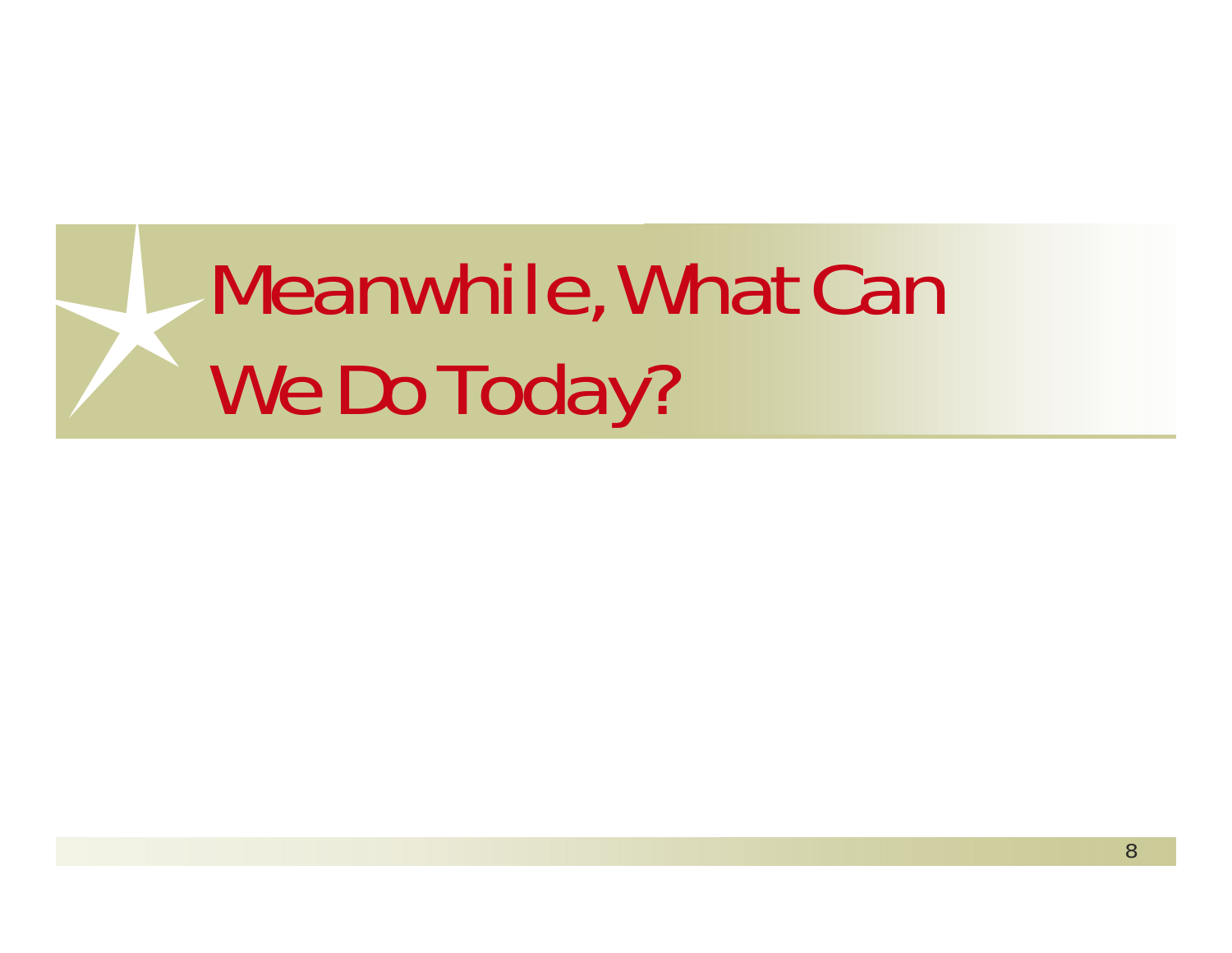# Meanwhile, What Can We Do Today?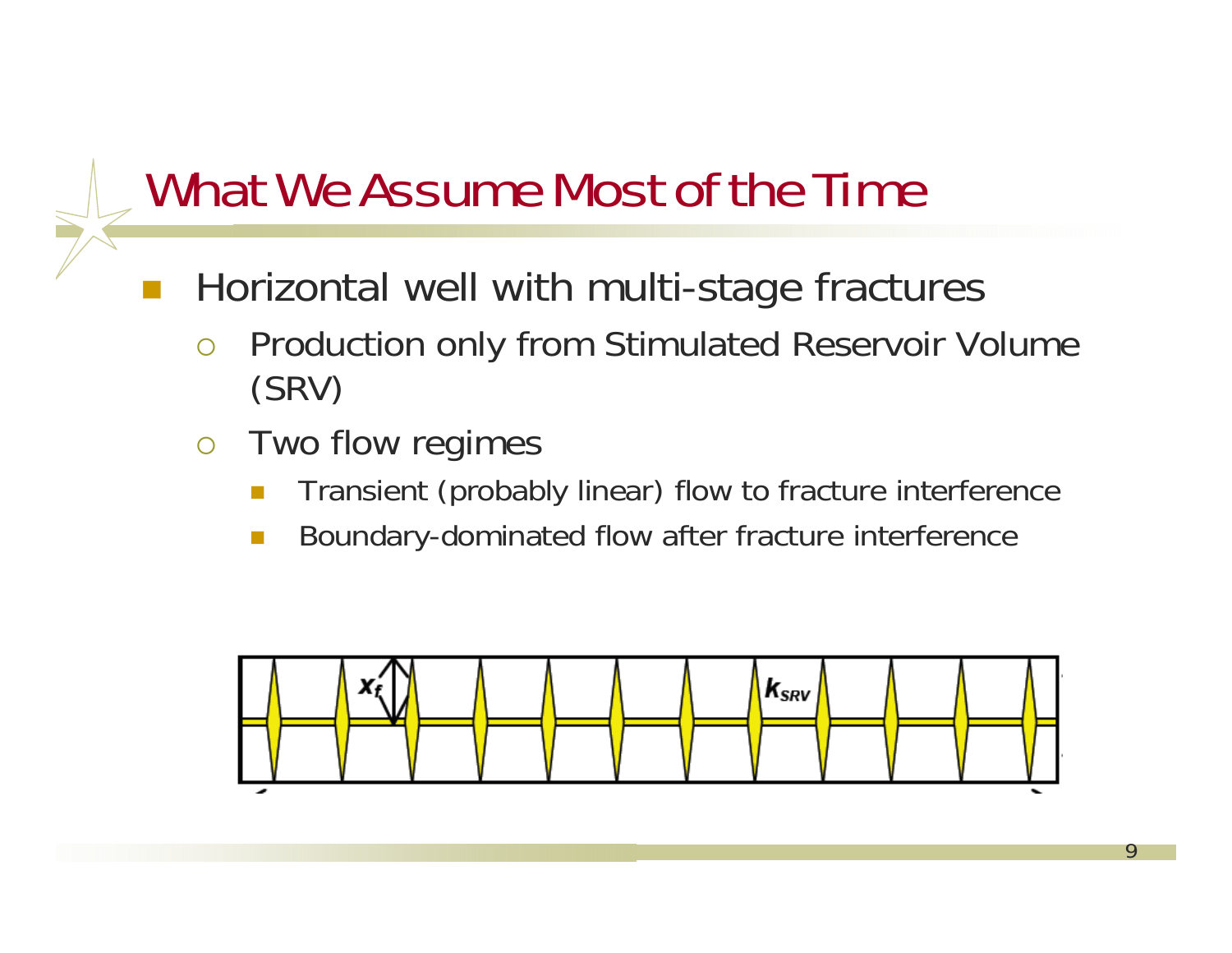# What We Assume Most of the Time

- Horizontal well with multi-stage fractures
  - Production only from Stimulated Reservoir Volume (SRV)
  - Two flow regimes
    - Transient (probably linear) flow to fracture interference
    - Boundary-dominated flow after fracture interference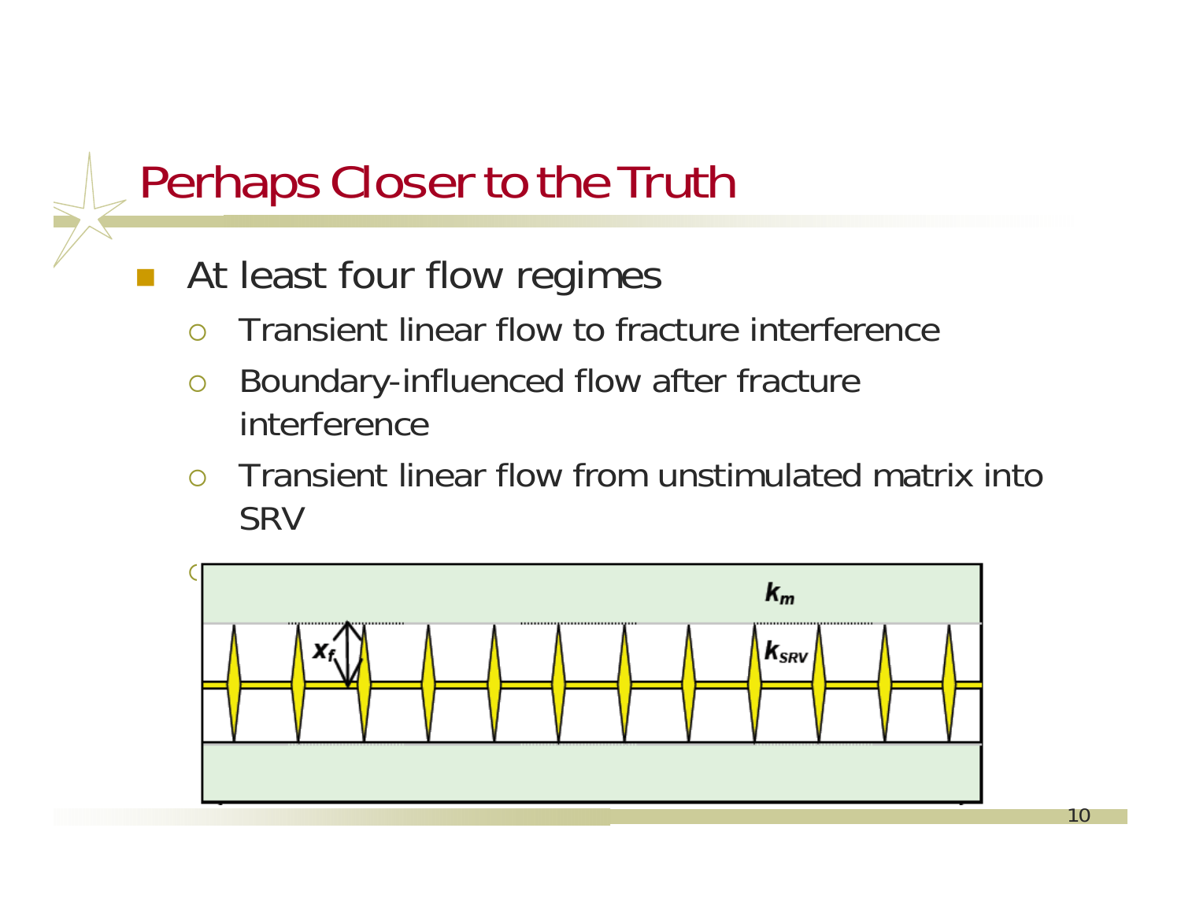# Perhaps Closer to the Truth

- At least four flow regimes
  - Transient linear flow to fracture interference
  - Boundary-influenced flow after fracture interference
  - Transient linear flow from unstimulated matrix into SRV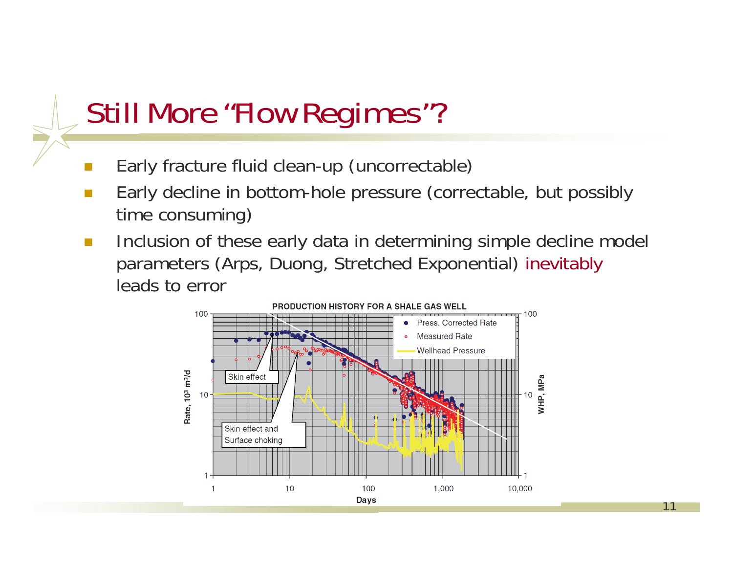# Still More "Flow Regimes"?

- Early fracture fluid clean-up (uncorrectable)
- Early decline in bottom-hole pressure (correctable, but possibly time consuming)
- Inclusion of these early data in determining simple decline model parameters (Arps, Duong, Stretched Exponential) inevitably leads to error

PRODUCTION HISTORY FOR A SHALE GAS WELL

Rate, $10^3$ m$^3$/d — WHP, MPa — Days

Legend: Press. Corrected Rate; Measured Rate; Wellhead Pressure

Annotations: Skin effect; Skin effect and Surface choking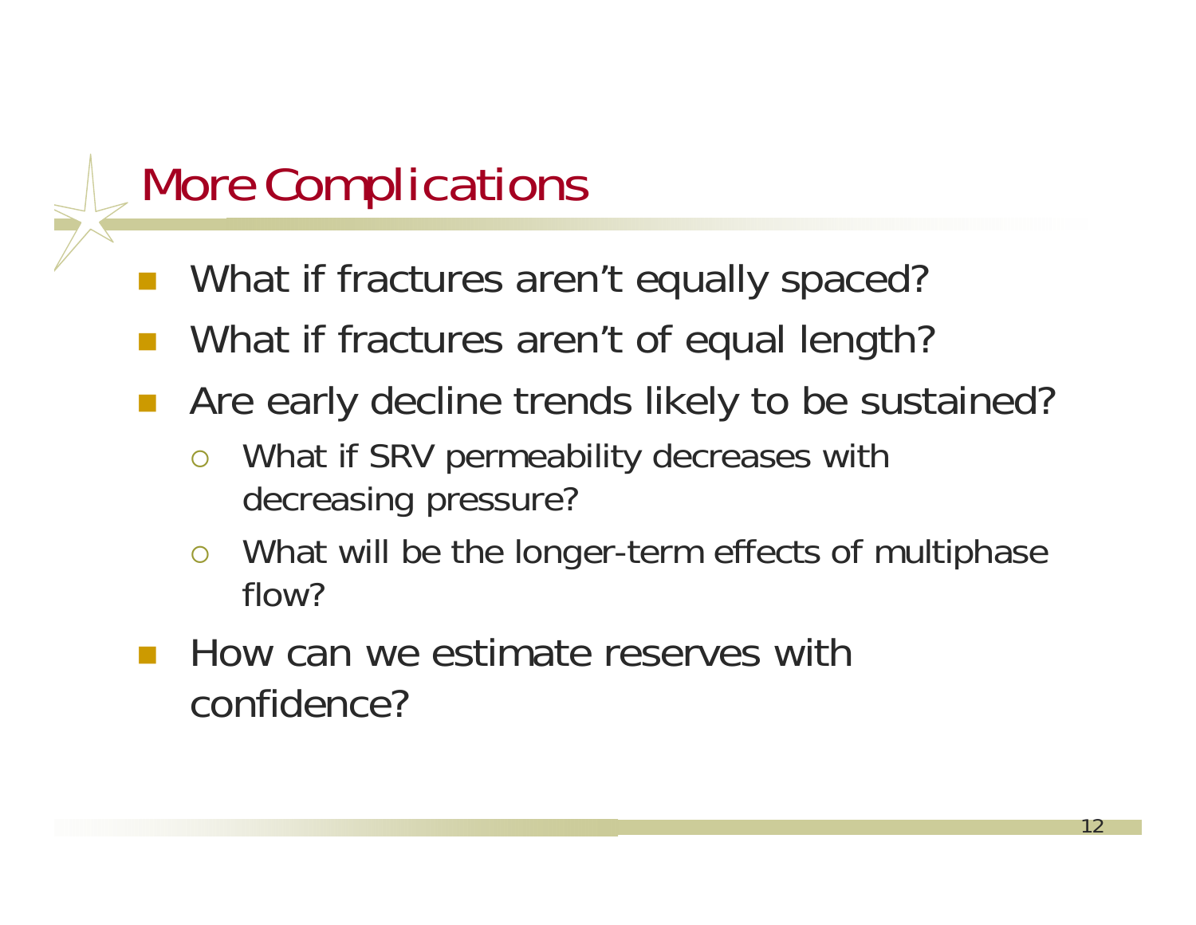# More Complications

- What if fractures aren't equally spaced?
- What if fractures aren't of equal length?
- Are early decline trends likely to be sustained?
  - What if SRV permeability decreases with decreasing pressure?
  - What will be the longer-term effects of multiphase flow?
- How can we estimate reserves with confidence?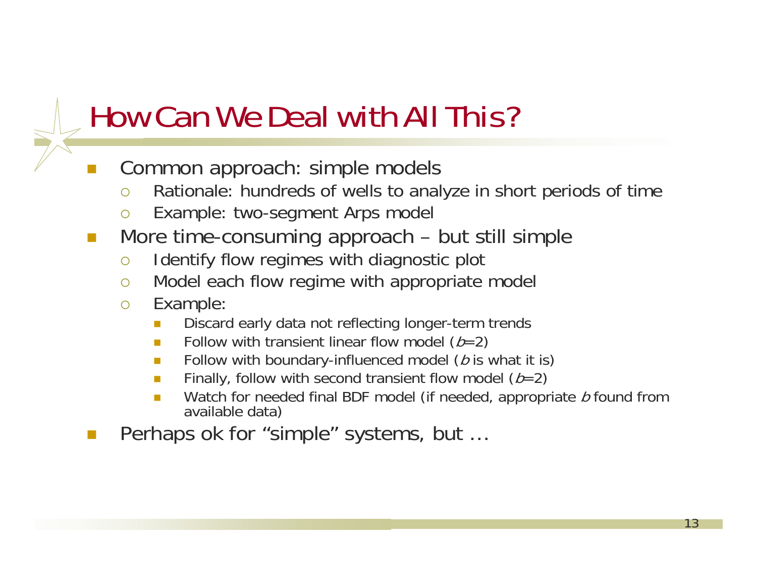# How Can We Deal with All This?

- Common approach: simple models
  - Rationale: hundreds of wells to analyze in short periods of time
  - Example: two-segment Arps model
- More time-consuming approach – but still simple
  - Identify flow regimes with diagnostic plot
  - Model each flow regime with appropriate model
  - Example:
    - Discard early data not reflecting longer-term trends
    - Follow with transient linear flow model ($b$=2)
    - Follow with boundary-influenced model ($b$ is what it is)
    - Finally, follow with second transient flow model ($b$=2)
    - Watch for needed final BDF model (if needed, appropriate $b$ found from available data)
- Perhaps ok for "simple" systems, but …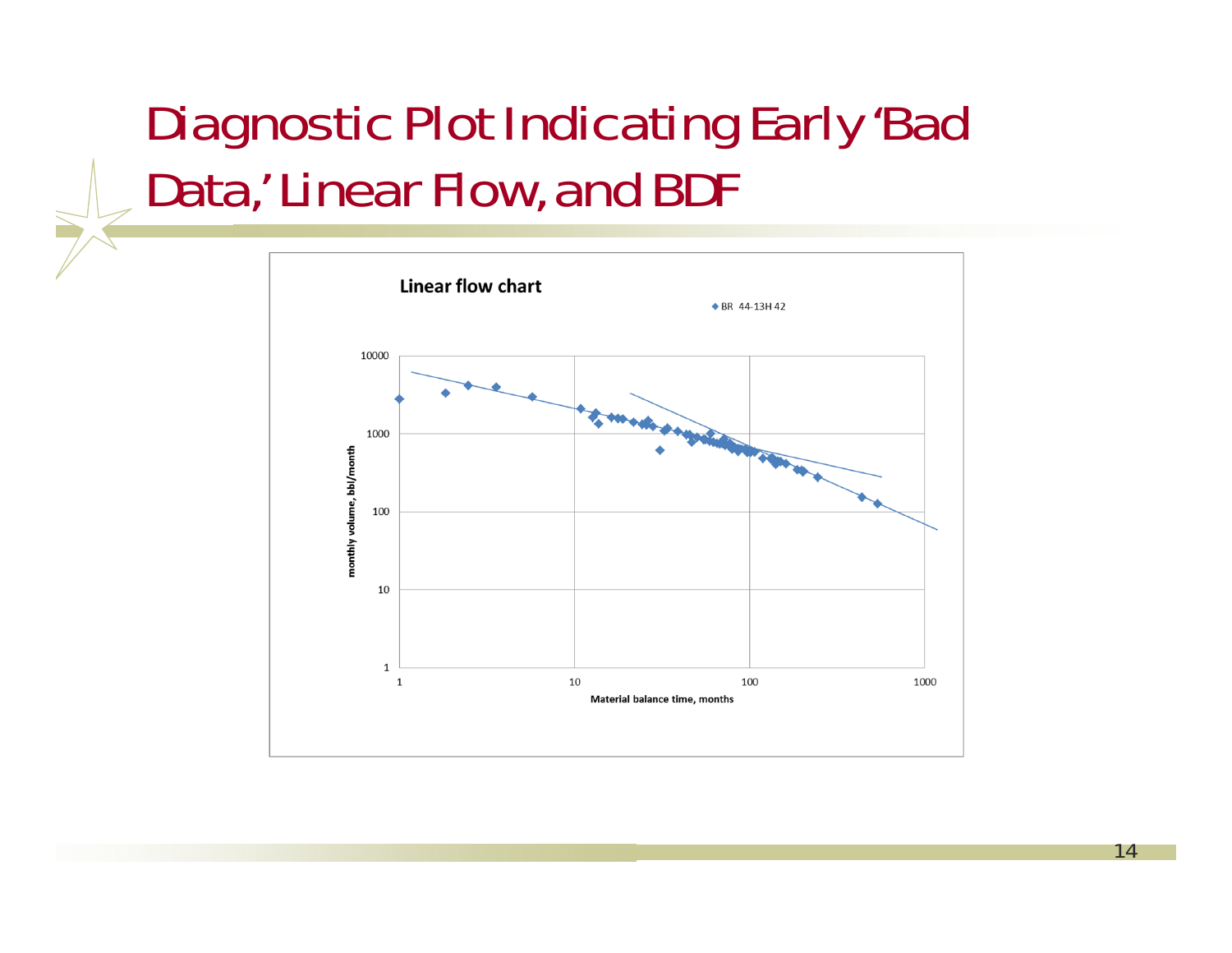# Diagnostic Plot Indicating Early 'Bad Data,' Linear Flow, and BDF

Linear flow chart

◆ BR 44-13H 42

monthly volume, bbl/month

Material balance time, months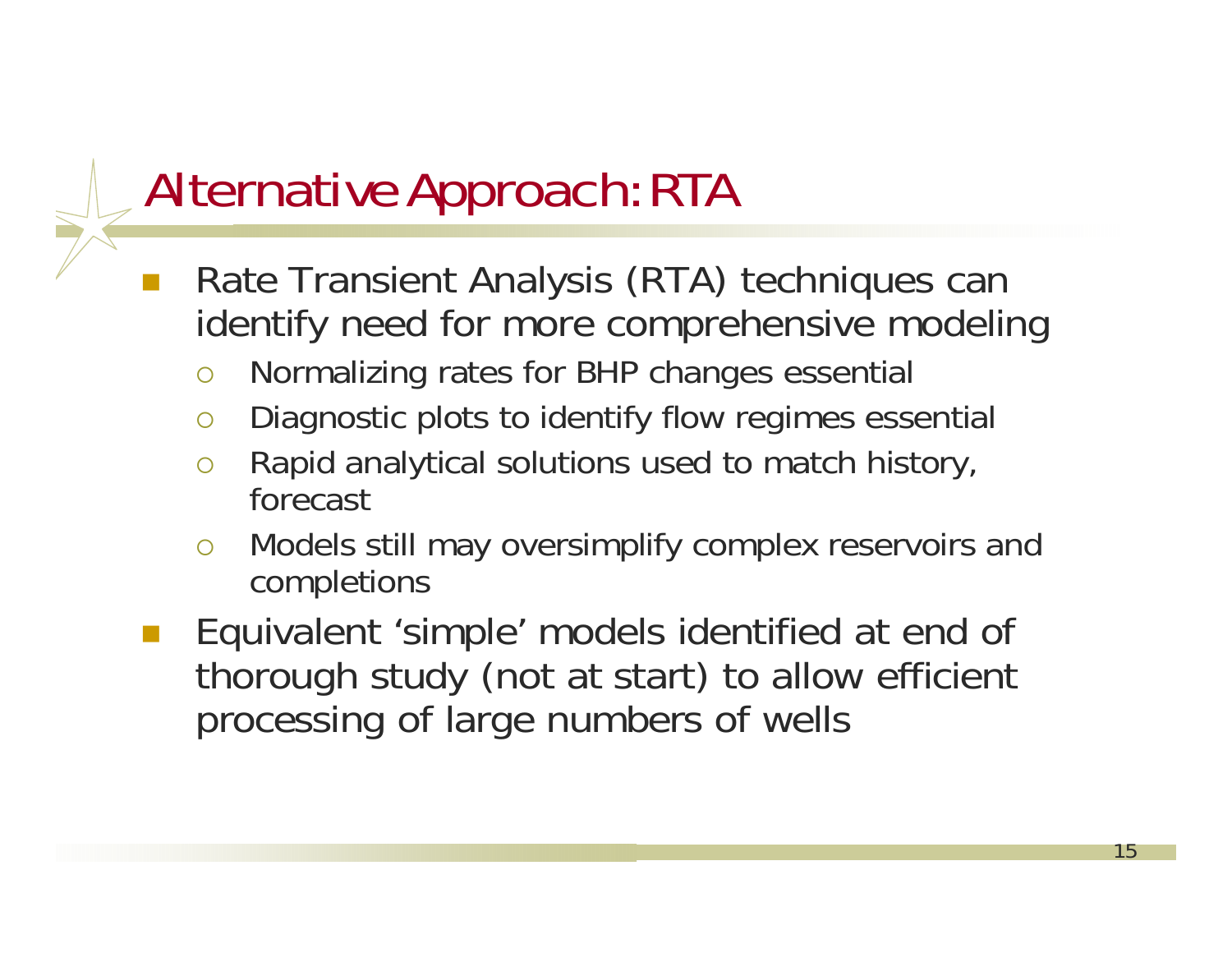# Alternative Approach: RTA

- Rate Transient Analysis (RTA) techniques can identify need for more comprehensive modeling
  - Normalizing rates for BHP changes essential
  - Diagnostic plots to identify flow regimes essential
  - Rapid analytical solutions used to match history, forecast
  - Models still may oversimplify complex reservoirs and completions
- Equivalent 'simple' models identified at end of thorough study (not at start) to allow efficient processing of large numbers of wells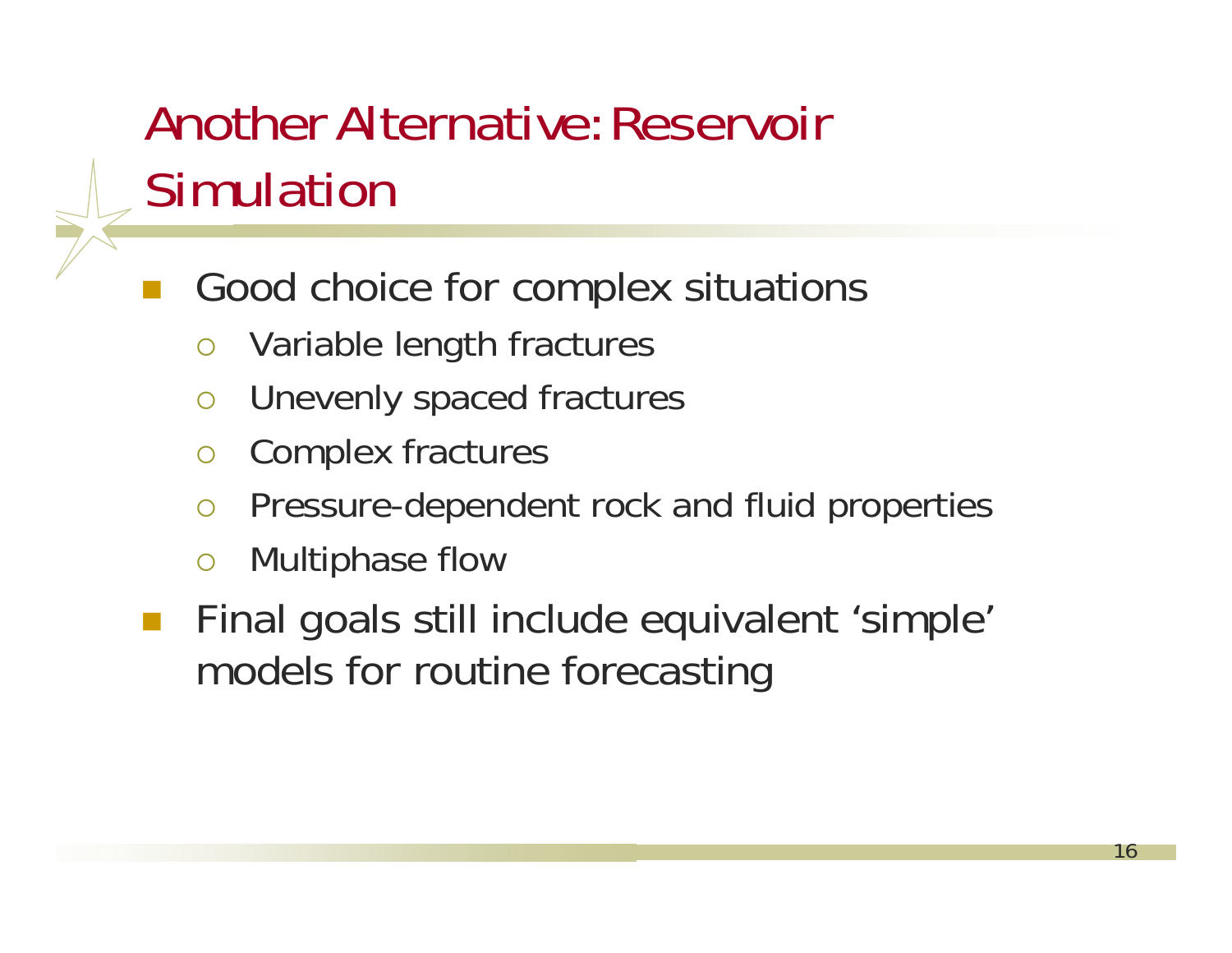# Another Alternative: Reservoir Simulation

- Good choice for complex situations
  - Variable length fractures
  - Unevenly spaced fractures
  - Complex fractures
  - Pressure-dependent rock and fluid properties
  - Multiphase flow
- Final goals still include equivalent 'simple' models for routine forecasting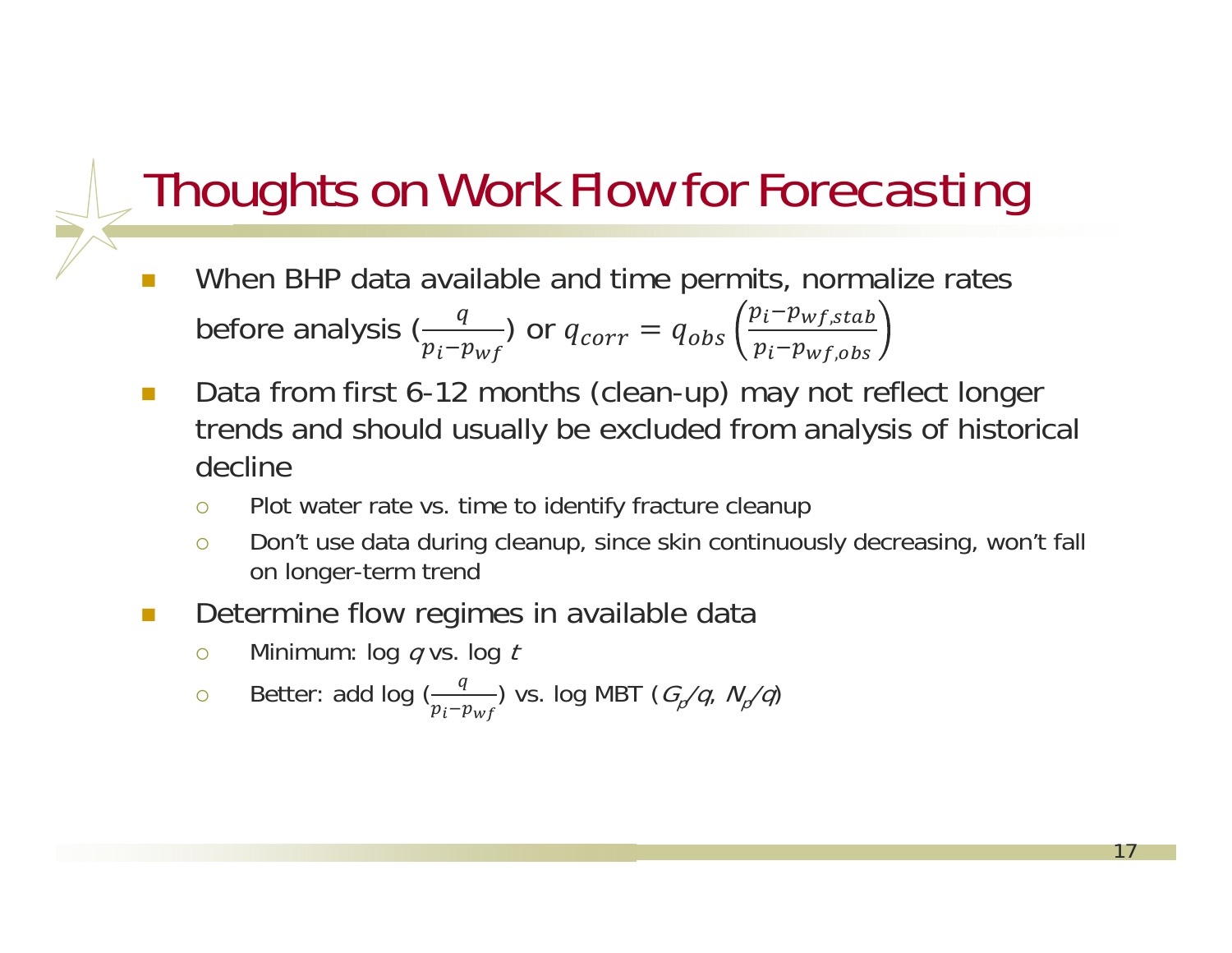# Thoughts on Work Flow for Forecasting

- When BHP data available and time permits, normalize rates before analysis ($\frac{q}{p_i - p_{wf}}$) or $q_{corr} = q_{obs}\left(\frac{p_i - p_{wf,stab}}{p_i - p_{wf,obs}}\right)$
- Data from first 6-12 months (clean-up) may not reflect longer trends and should usually be excluded from analysis of historical decline
  - Plot water rate vs. time to identify fracture cleanup
  - Don't use data during cleanup, since skin continuously decreasing, won't fall on longer-term trend
- Determine flow regimes in available data
  - Minimum: log $q$ vs. log $t$
  - Better: add log ($\frac{q}{p_i - p_{wf}}$) vs. log MBT ($G_p/q$, $N_p/q$)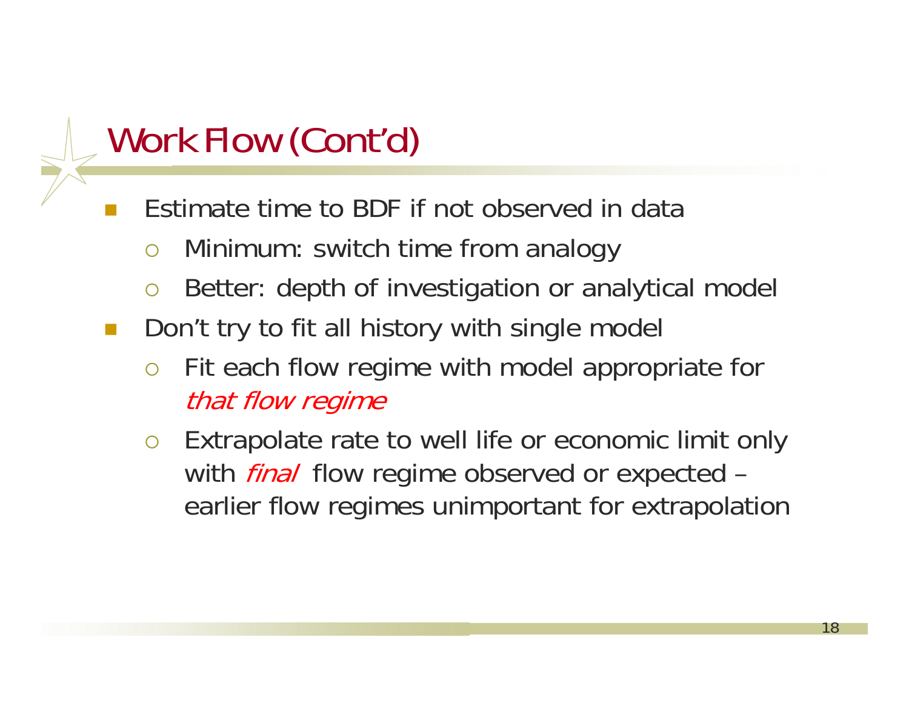# Work Flow (Cont'd)

- Estimate time to BDF if not observed in data
  - Minimum: switch time from analogy
  - Better: depth of investigation or analytical model
- Don't try to fit all history with single model
  - Fit each flow regime with model appropriate for *that flow regime*
  - Extrapolate rate to well life or economic limit only with *final* flow regime observed or expected – earlier flow regimes unimportant for extrapolation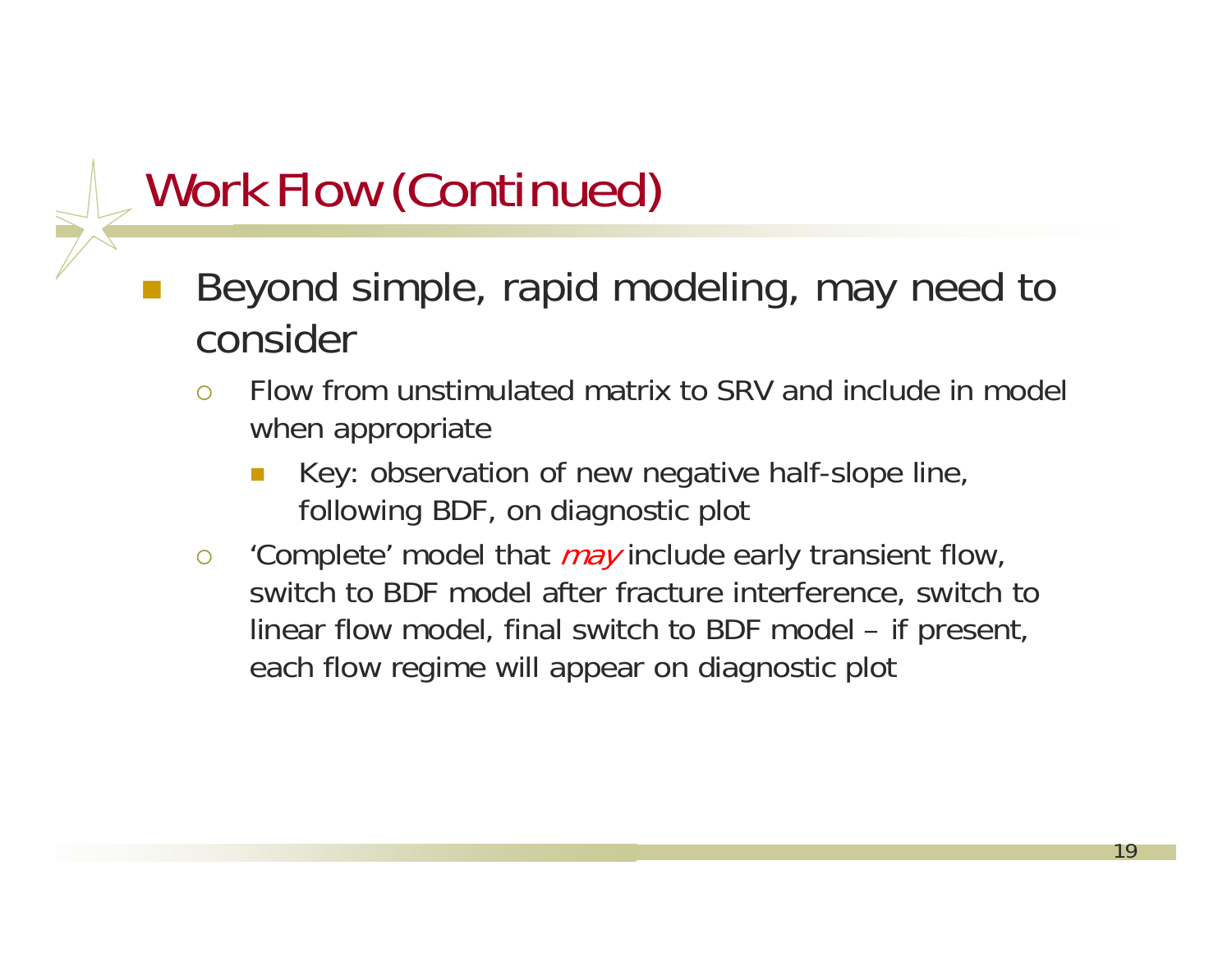# Work Flow (Continued)

- Beyond simple, rapid modeling, may need to consider
  - Flow from unstimulated matrix to SRV and include in model when appropriate
    - Key: observation of new negative half-slope line, following BDF, on diagnostic plot
  - 'Complete' model that *may* include early transient flow, switch to BDF model after fracture interference, switch to linear flow model, final switch to BDF model – if present, each flow regime will appear on diagnostic plot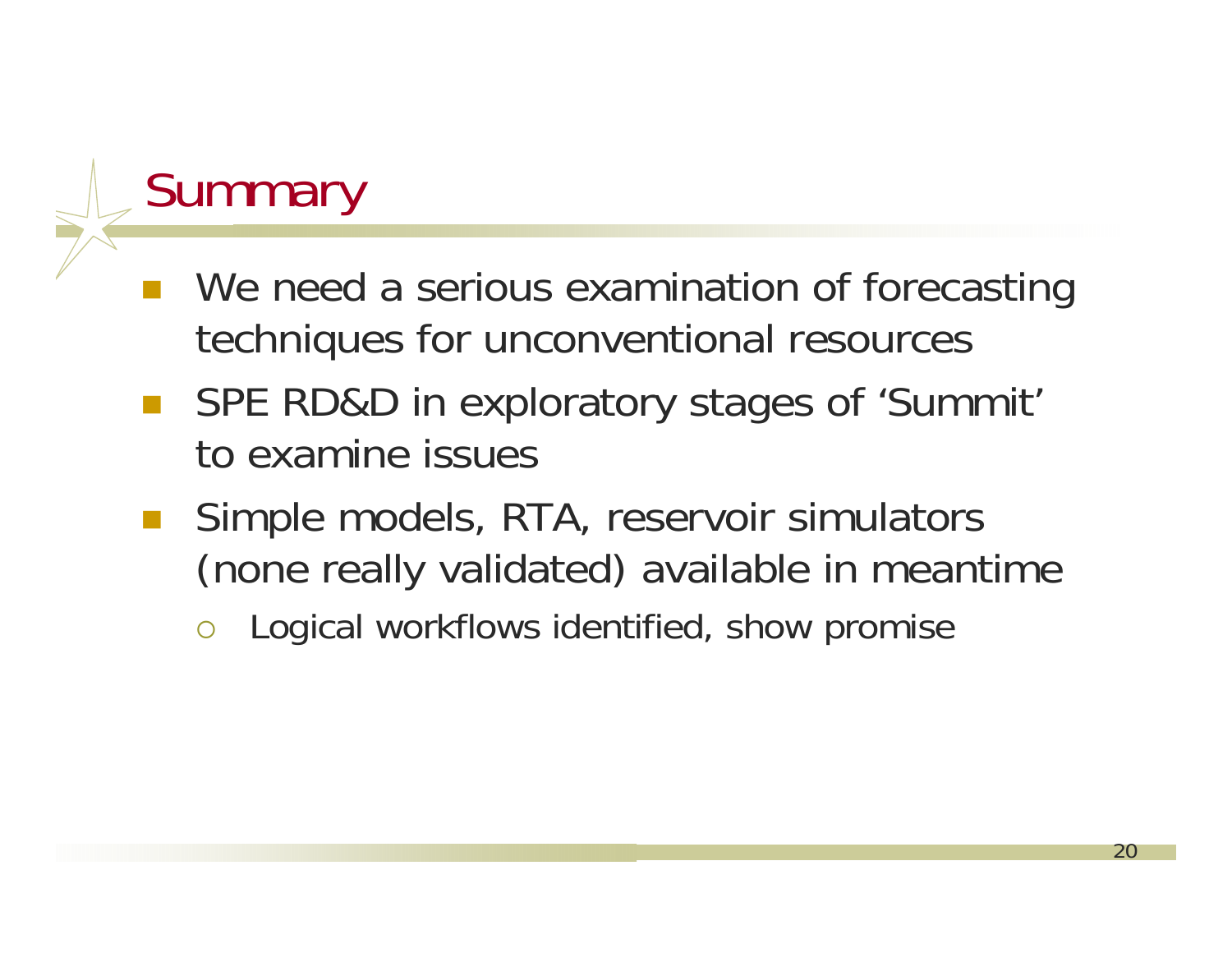# Summary

- We need a serious examination of forecasting techniques for unconventional resources
- SPE RD&D in exploratory stages of 'Summit' to examine issues
- Simple models, RTA, reservoir simulators (none really validated) available in meantime
  - Logical workflows identified, show promise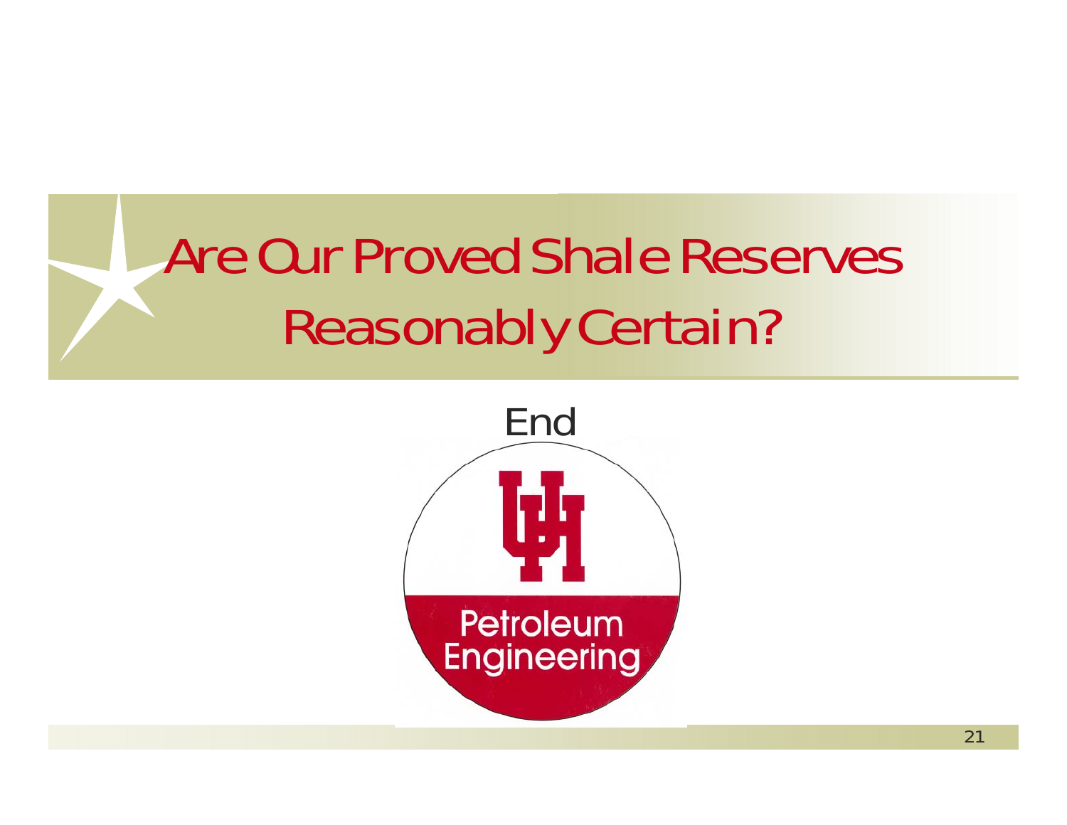# Are Our Proved Shale Reserves Reasonably Certain?

End

Petroleum Engineering